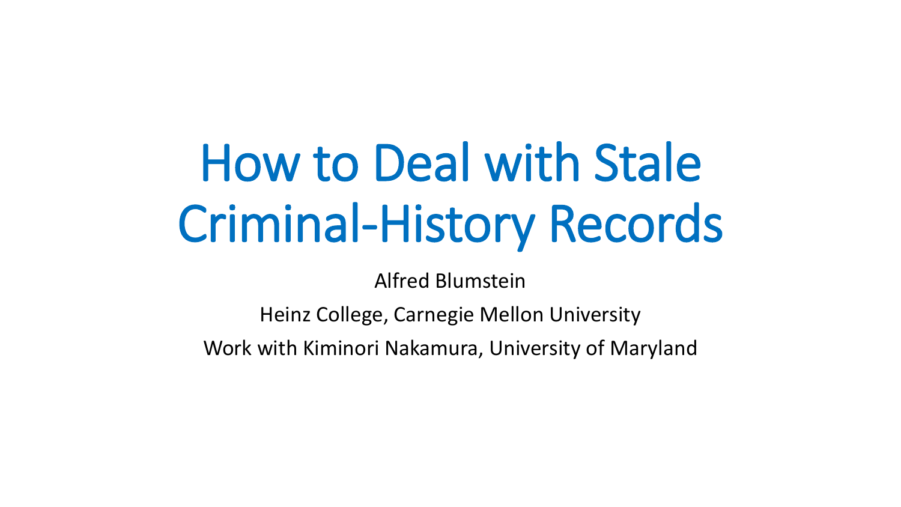# How to Deal with Stale Criminal-History Records

Alfred Blumstein

Heinz College, Carnegie Mellon University

Work with Kiminori Nakamura, University of Maryland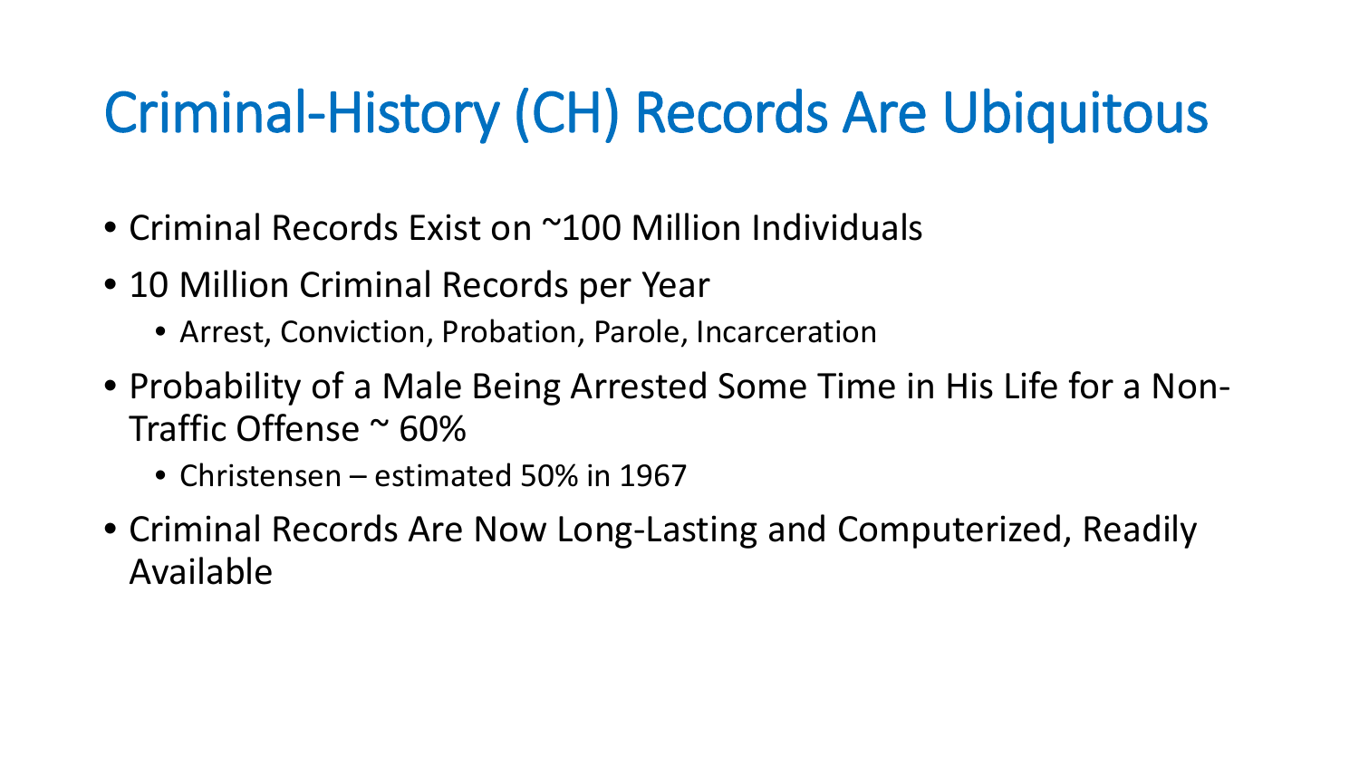# Criminal-History (CH) Records Are Ubiquitous

- Criminal Records Exist on ~100 Million Individuals
- 10 Million Criminal Records per Year
  - Arrest, Conviction, Probation, Parole, Incarceration
- Probability of a Male Being Arrested Some Time in His Life for a Non-Traffic Offense ~ 60%
  - Christensen – estimated 50% in 1967
- Criminal Records Are Now Long-Lasting and Computerized, Readily Available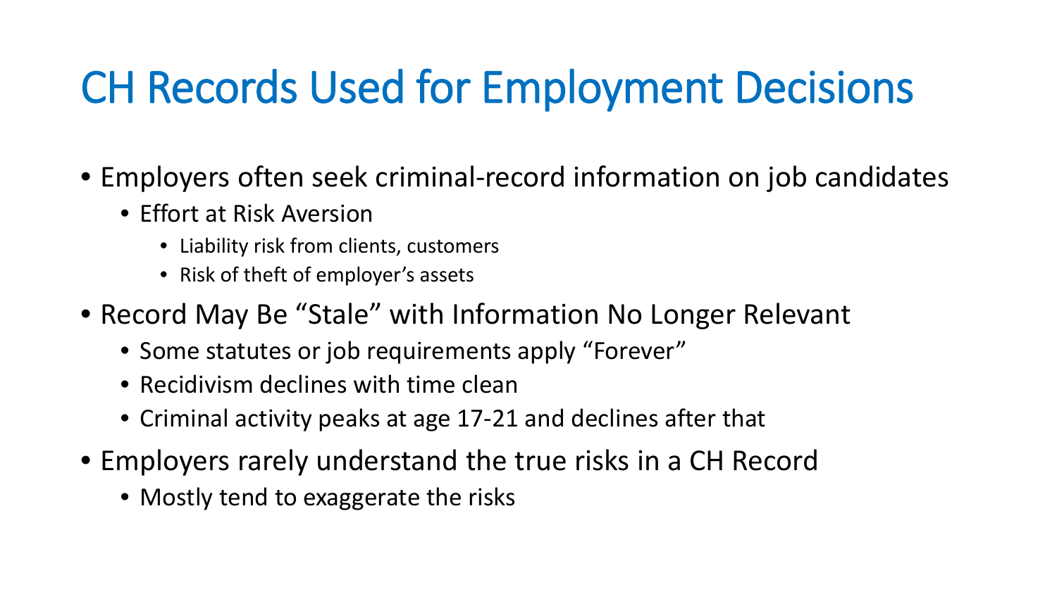# CH Records Used for Employment Decisions

- Employers often seek criminal-record information on job candidates
  - Effort at Risk Aversion
    - Liability risk from clients, customers
    - Risk of theft of employer's assets
- Record May Be "Stale" with Information No Longer Relevant
  - Some statutes or job requirements apply "Forever"
  - Recidivism declines with time clean
  - Criminal activity peaks at age 17-21 and declines after that
- Employers rarely understand the true risks in a CH Record
  - Mostly tend to exaggerate the risks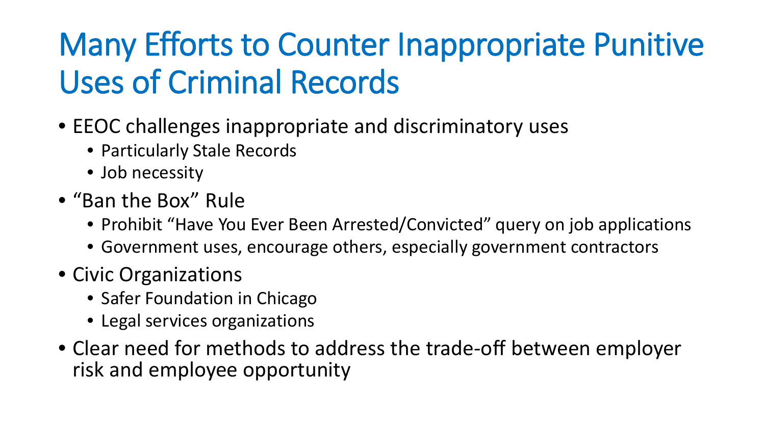# Many Efforts to Counter Inappropriate Punitive Uses of Criminal Records

- EEOC challenges inappropriate and discriminatory uses
  - Particularly Stale Records
  - Job necessity
- “Ban the Box” Rule
  - Prohibit “Have You Ever Been Arrested/Convicted” query on job applications
  - Government uses, encourage others, especially government contractors
- Civic Organizations
  - Safer Foundation in Chicago
  - Legal services organizations
- Clear need for methods to address the trade-off between employer risk and employee opportunity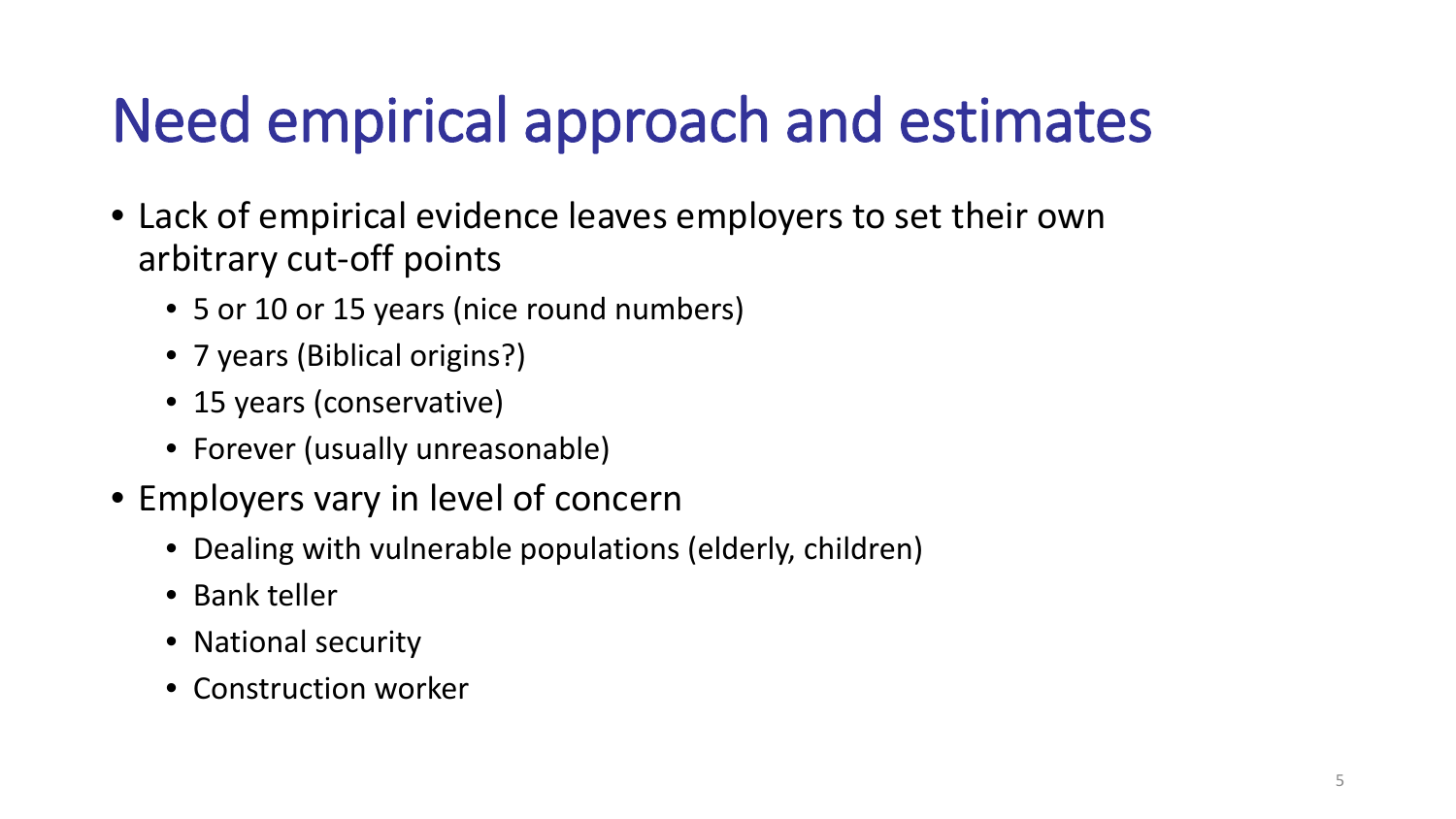# Need empirical approach and estimates

- Lack of empirical evidence leaves employers to set their own arbitrary cut-off points
  - 5 or 10 or 15 years (nice round numbers)
  - 7 years (Biblical origins?)
  - 15 years (conservative)
  - Forever (usually unreasonable)
- Employers vary in level of concern
  - Dealing with vulnerable populations (elderly, children)
  - Bank teller
  - National security
  - Construction worker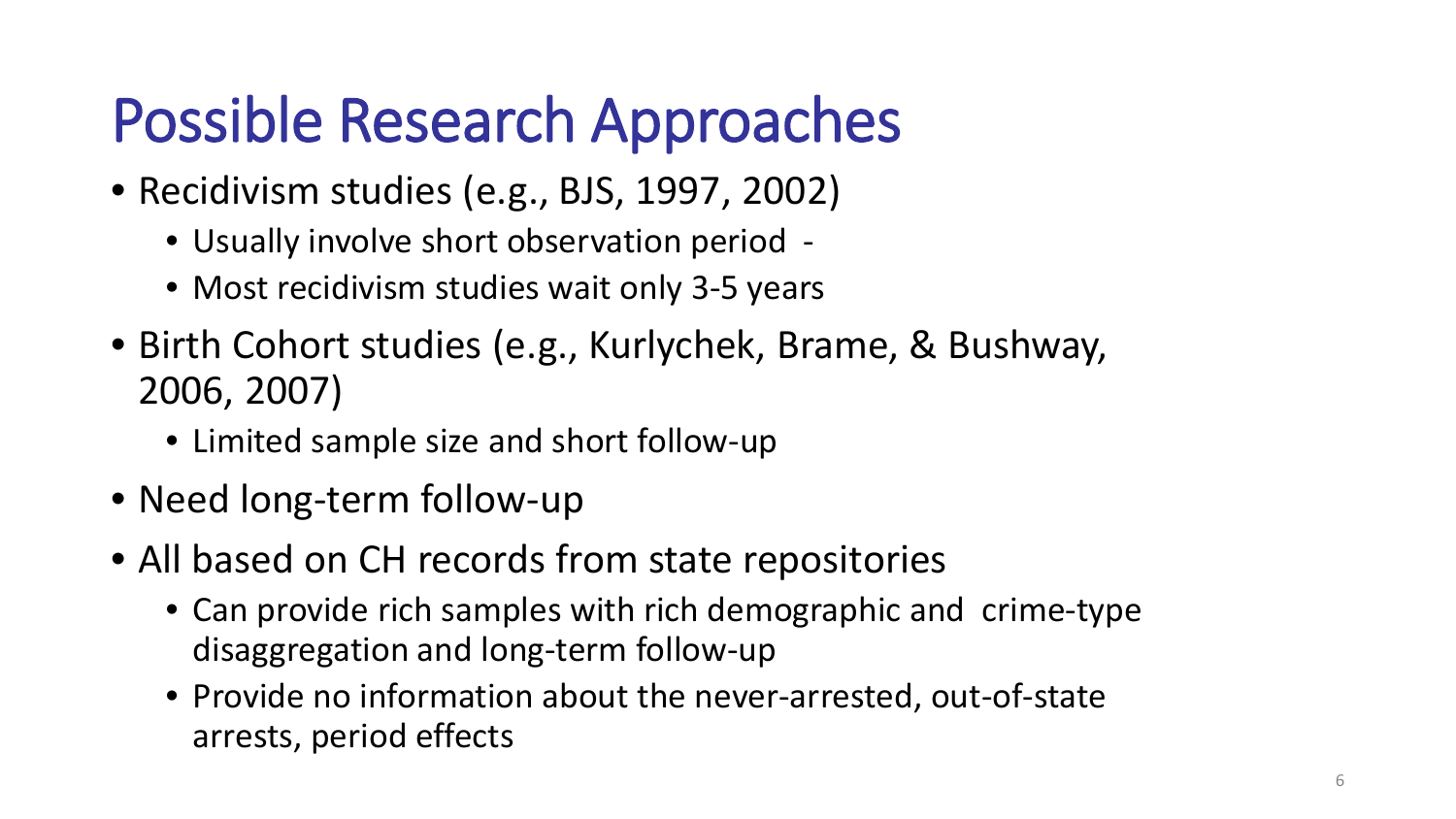# Possible Research Approaches

- Recidivism studies (e.g., BJS, 1997, 2002)
  - Usually involve short observation period -
  - Most recidivism studies wait only 3-5 years
- Birth Cohort studies (e.g., Kurlychek, Brame, & Bushway, 2006, 2007)
  - Limited sample size and short follow-up
- Need long-term follow-up
- All based on CH records from state repositories
  - Can provide rich samples with rich demographic and crime-type disaggregation and long-term follow-up
  - Provide no information about the never-arrested, out-of-state arrests, period effects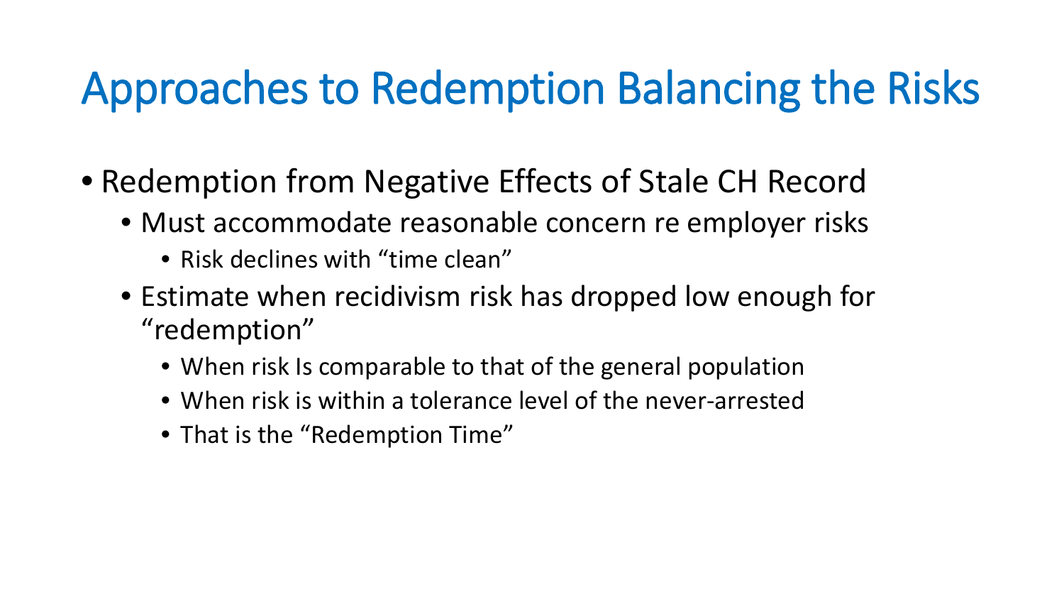# Approaches to Redemption Balancing the Risks

- Redemption from Negative Effects of Stale CH Record
  - Must accommodate reasonable concern re employer risks
    - Risk declines with "time clean"
  - Estimate when recidivism risk has dropped low enough for "redemption"
    - When risk Is comparable to that of the general population
    - When risk is within a tolerance level of the never-arrested
    - That is the "Redemption Time"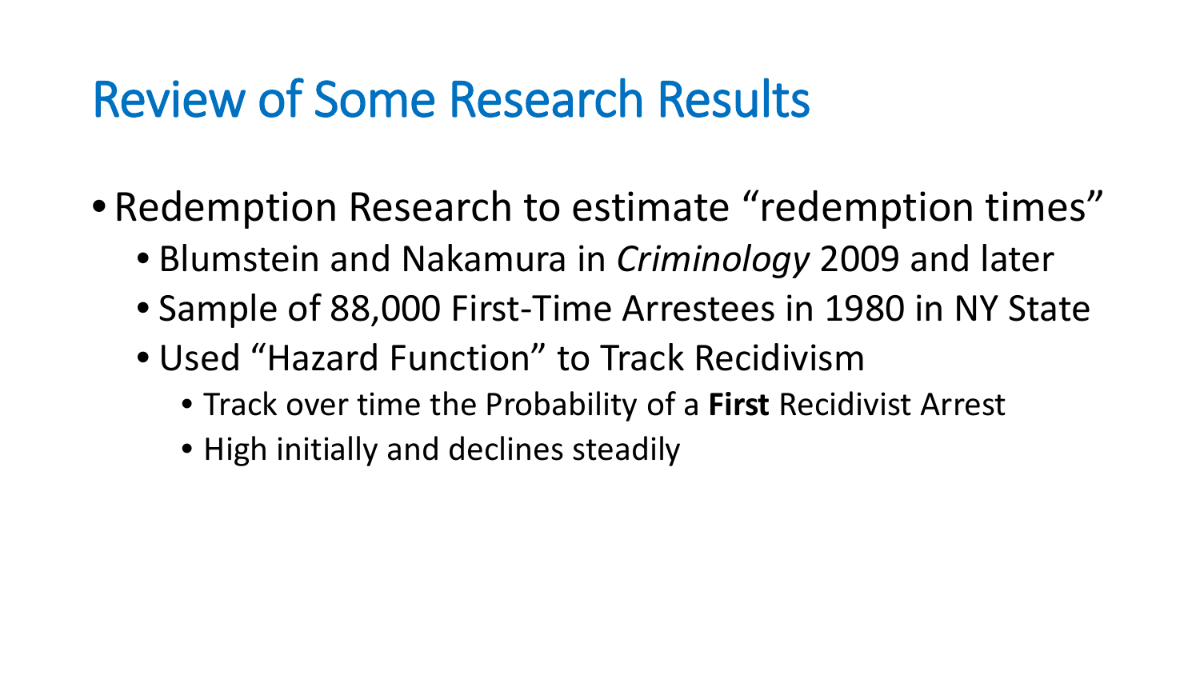# Review of Some Research Results

- Redemption Research to estimate "redemption times"
  - Blumstein and Nakamura in *Criminology* 2009 and later
  - Sample of 88,000 First-Time Arrestees in 1980 in NY State
  - Used "Hazard Function" to Track Recidivism
    - Track over time the Probability of a **First** Recidivist Arrest
    - High initially and declines steadily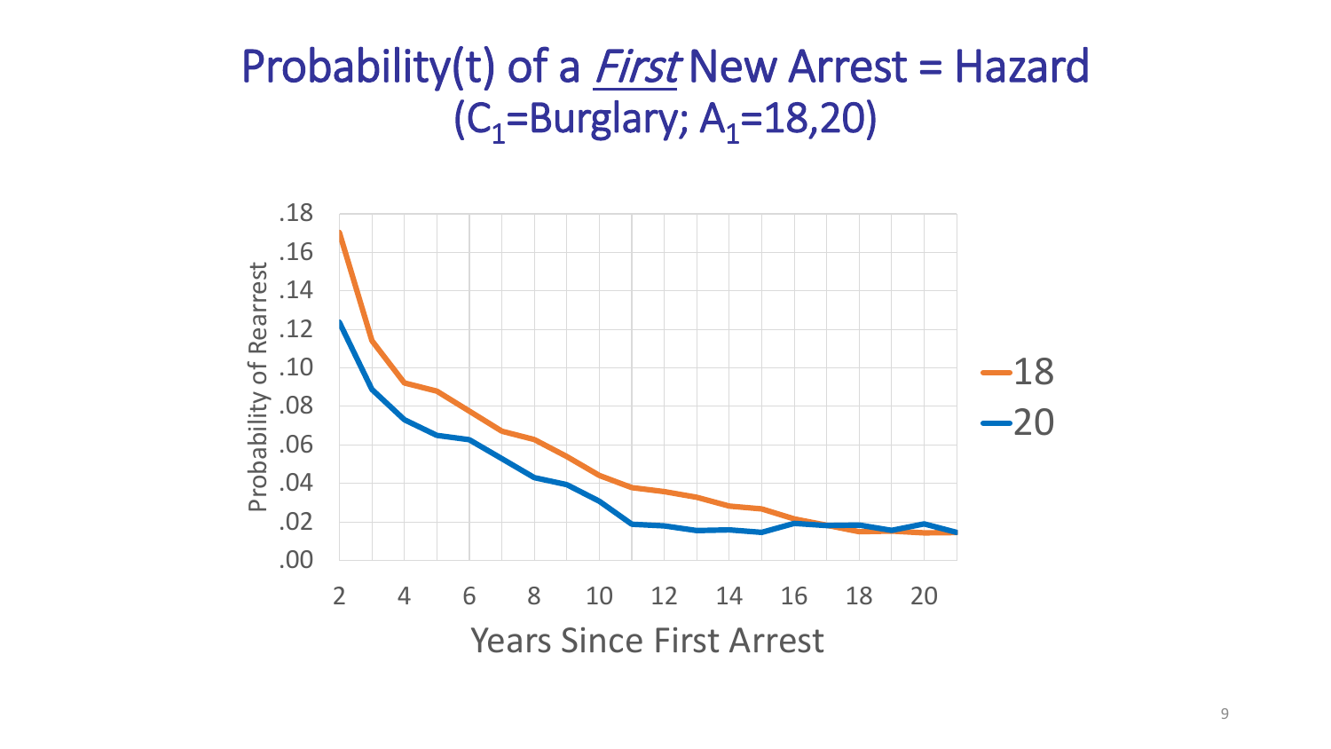# Probability(t) of a *First* New Arrest = Hazard ($C_1$=Burglary; $A_1$=18,20)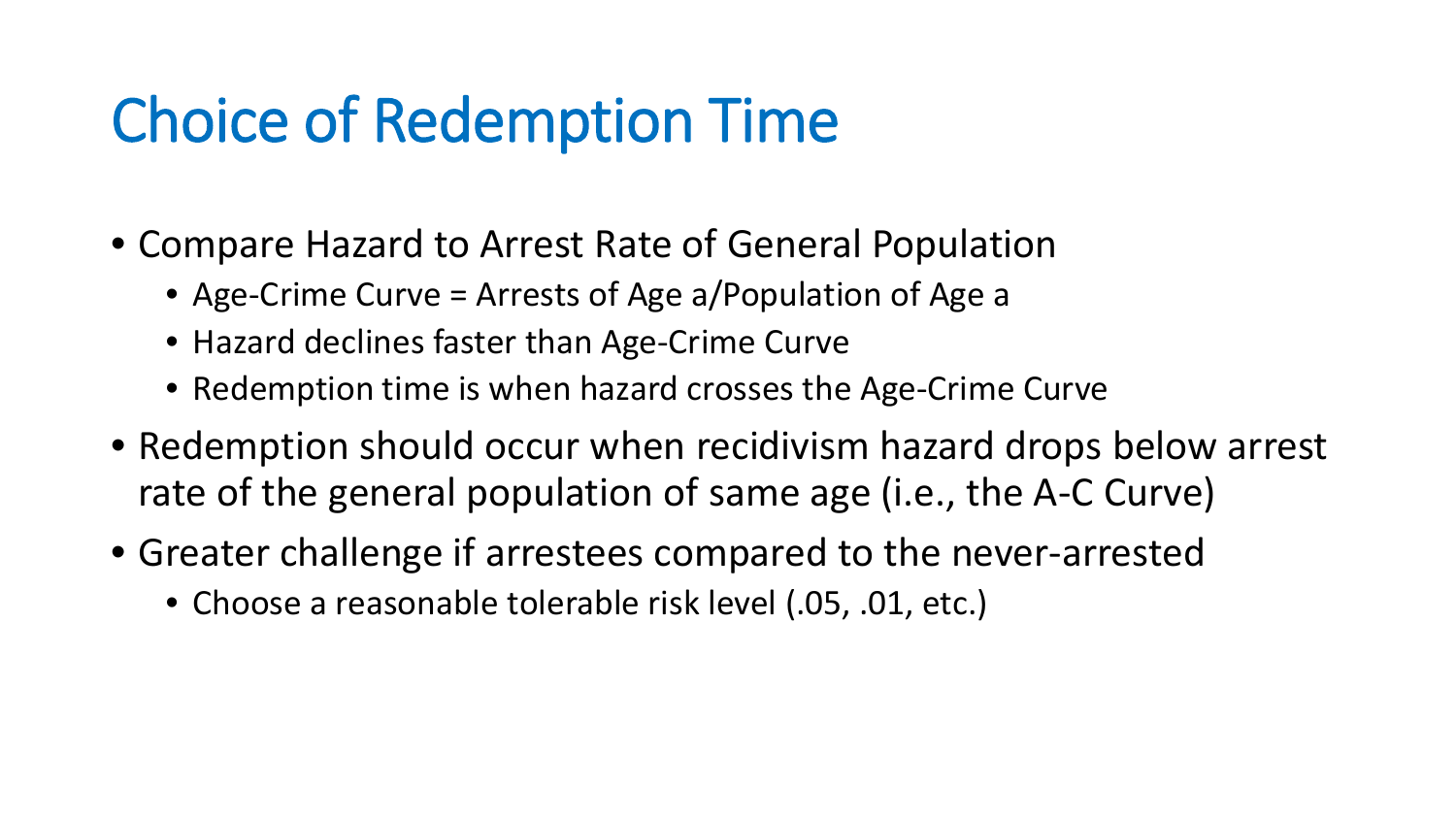# Choice of Redemption Time

- Compare Hazard to Arrest Rate of General Population
  - Age-Crime Curve = Arrests of Age a/Population of Age a
  - Hazard declines faster than Age-Crime Curve
  - Redemption time is when hazard crosses the Age-Crime Curve
- Redemption should occur when recidivism hazard drops below arrest rate of the general population of same age (i.e., the A-C Curve)
- Greater challenge if arrestees compared to the never-arrested
  - Choose a reasonable tolerable risk level (.05, .01, etc.)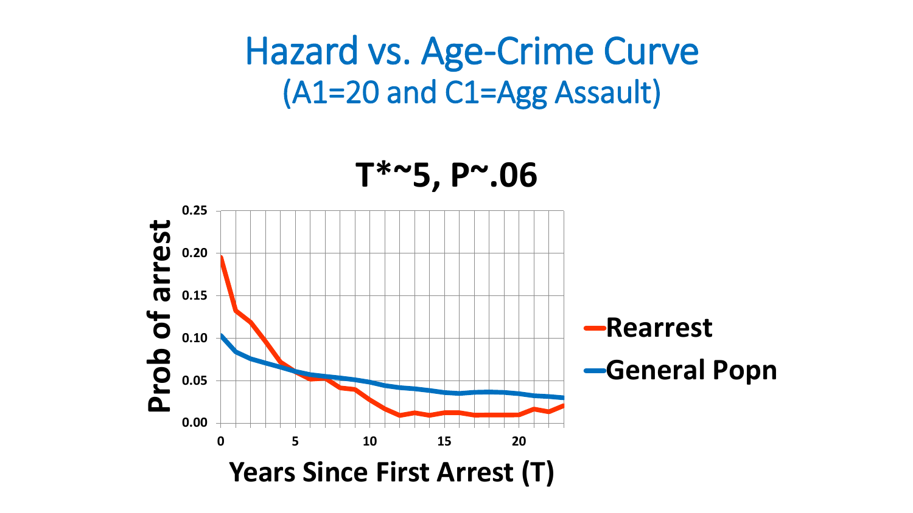# Hazard vs. Age-Crime Curve
## (A1=20 and C1=Agg Assault)

**T*~5, P~.06**

Prob of arrest

Years Since First Arrest (T)

- Rearrest
- General Popn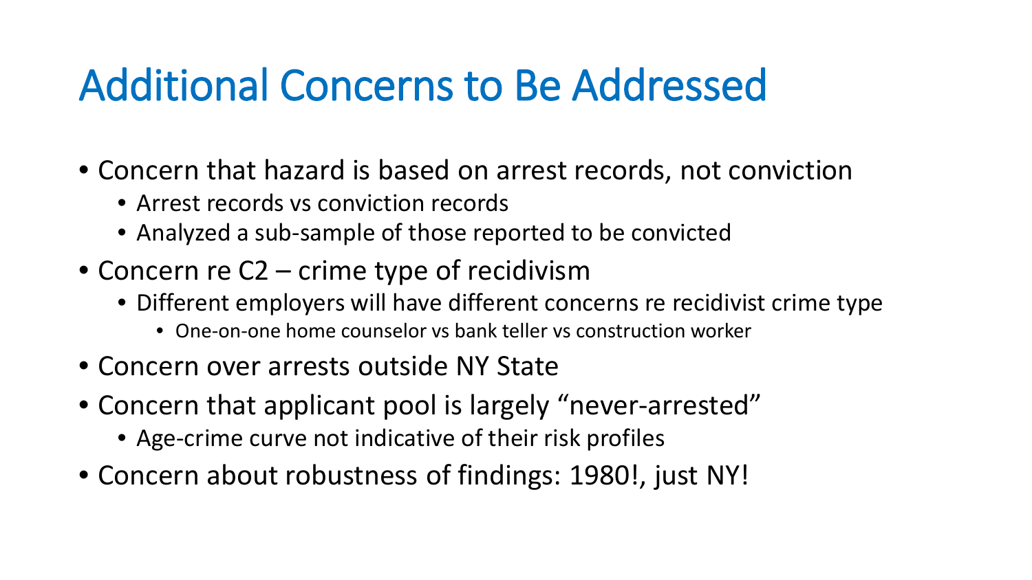# Additional Concerns to Be Addressed

- Concern that hazard is based on arrest records, not conviction
  - Arrest records vs conviction records
  - Analyzed a sub-sample of those reported to be convicted
- Concern re C2 – crime type of recidivism
  - Different employers will have different concerns re recidivist crime type
    - One-on-one home counselor vs bank teller vs construction worker
- Concern over arrests outside NY State
- Concern that applicant pool is largely "never-arrested"
  - Age-crime curve not indicative of their risk profiles
- Concern about robustness of findings: 1980!, just NY!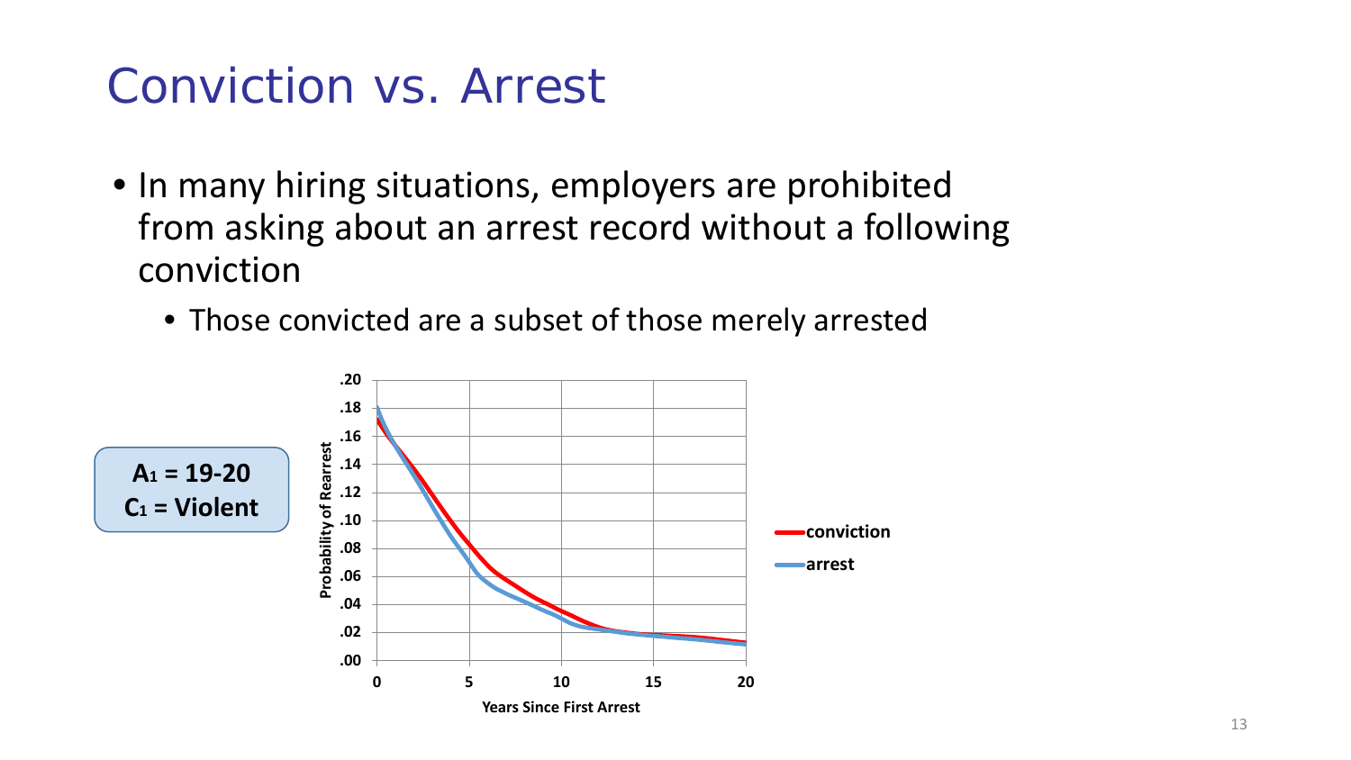# Conviction vs. Arrest

- In many hiring situations, employers are prohibited from asking about an arrest record without a following conviction
  - Those convicted are a subset of those merely arrested

**$A_1$ = 19-20**
**$C_1$ = Violent**

Probability of Rearrest (.00–.20) vs. Years Since First Arrest (0–20)

Legend: conviction, arrest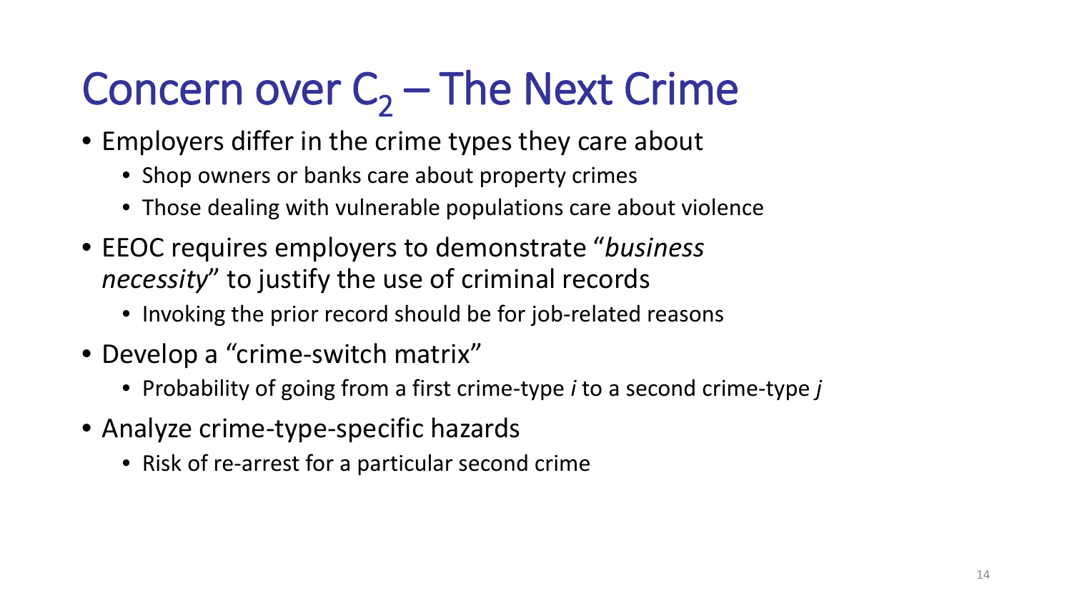# Concern over $C_2$ – The Next Crime

- Employers differ in the crime types they care about
  - Shop owners or banks care about property crimes
  - Those dealing with vulnerable populations care about violence
- EEOC requires employers to demonstrate "*business necessity*" to justify the use of criminal records
  - Invoking the prior record should be for job-related reasons
- Develop a "crime-switch matrix"
  - Probability of going from a first crime-type *i* to a second crime-type *j*
- Analyze crime-type-specific hazards
  - Risk of re-arrest for a particular second crime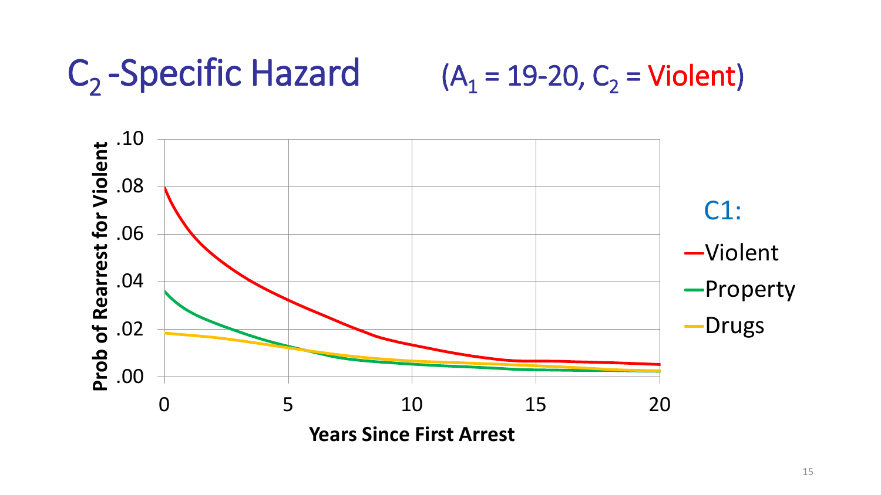# $C_2$-Specific Hazard ($A_1$ = 19-20, $C_2$ = Violent)

Prob of Rearrest for Violent

.10
.08
.06
.04
.02
.00

0 5 10 15 20

Years Since First Arrest

C1:
- Violent
- Property
- Drugs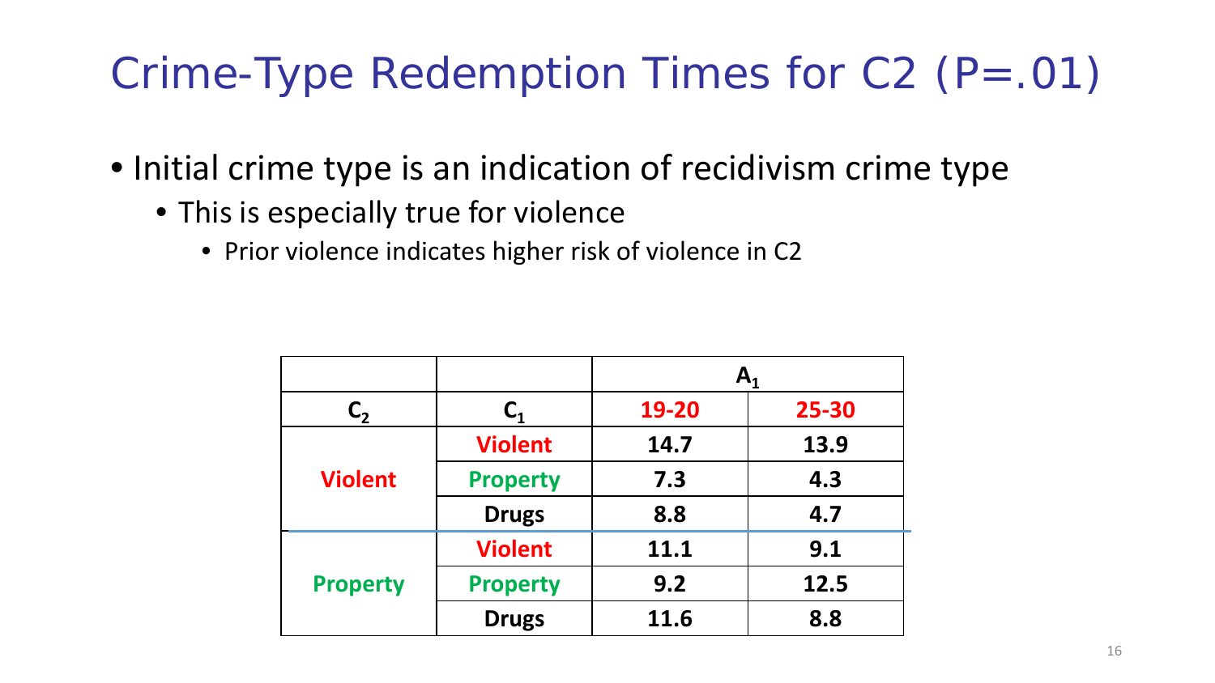# Crime-Type Redemption Times for C2 (P=.01)

- Initial crime type is an indication of recidivism crime type
  - This is especially true for violence
    - Prior violence indicates higher risk of violence in C2

| | | $A_1$ | |
|---|---|---|---|
| $C_2$ | $C_1$ | 19-20 | 25-30 |
| Violent | Violent | 14.7 | 13.9 |
| | Property | 7.3 | 4.3 |
| | Drugs | 8.8 | 4.7 |
| Property | Violent | 11.1 | 9.1 |
| | Property | 9.2 | 12.5 |
| | Drugs | 11.6 | 8.8 |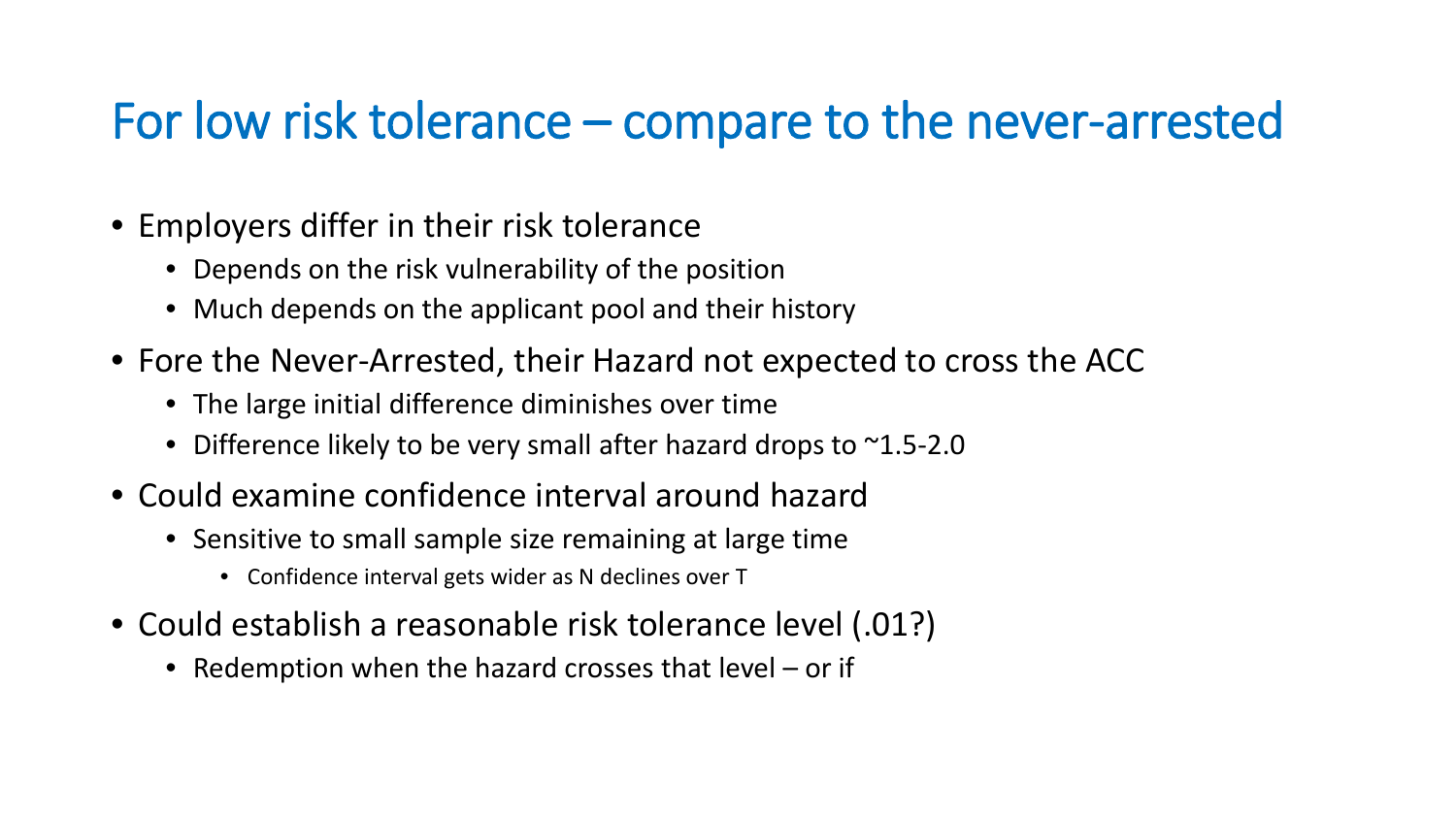# For low risk tolerance – compare to the never-arrested

- Employers differ in their risk tolerance
  - Depends on the risk vulnerability of the position
  - Much depends on the applicant pool and their history
- Fore the Never-Arrested, their Hazard not expected to cross the ACC
  - The large initial difference diminishes over time
  - Difference likely to be very small after hazard drops to ~1.5-2.0
- Could examine confidence interval around hazard
  - Sensitive to small sample size remaining at large time
    - Confidence interval gets wider as N declines over T
- Could establish a reasonable risk tolerance level (.01?)
  - Redemption when the hazard crosses that level – or if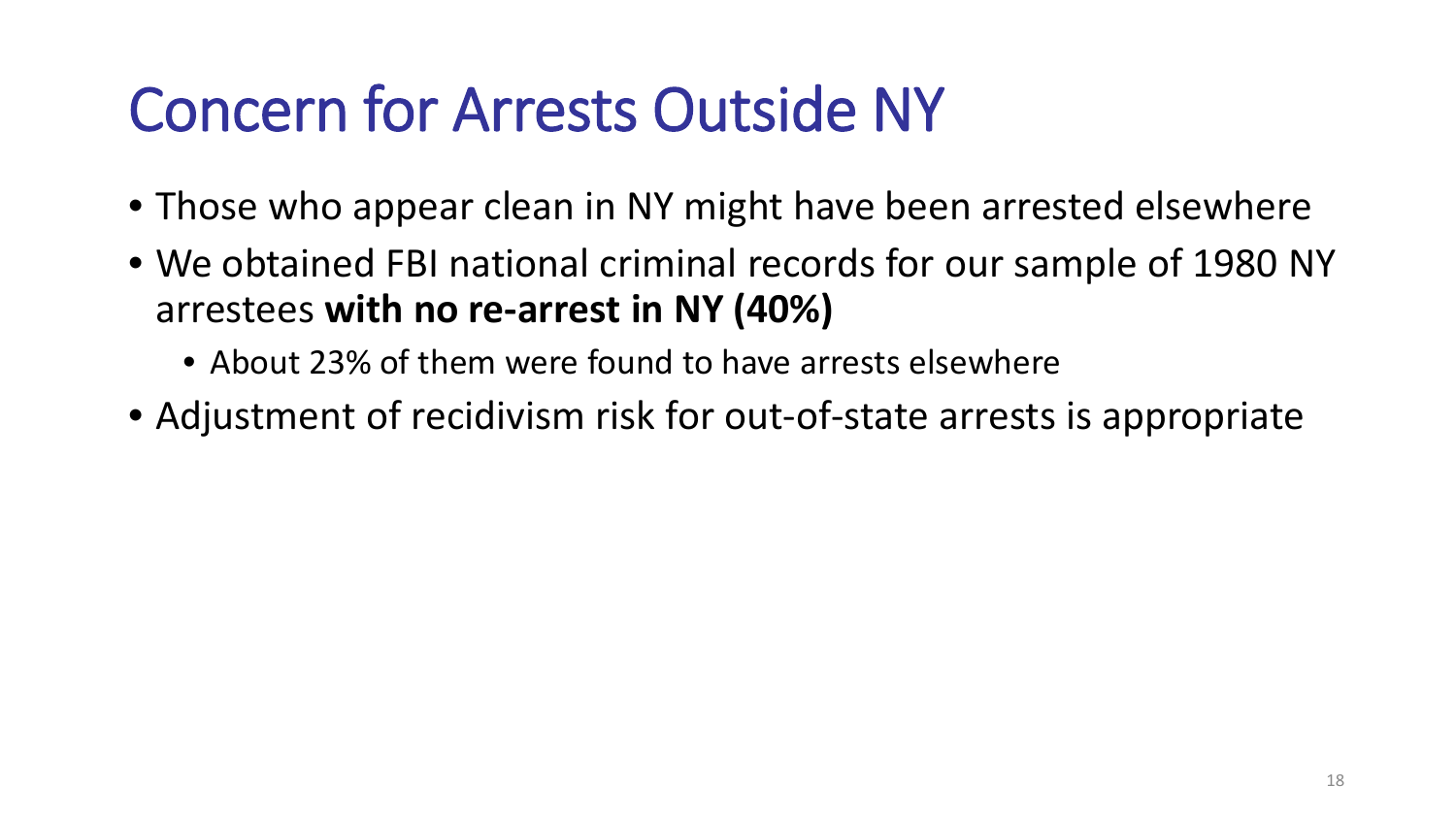# Concern for Arrests Outside NY

- Those who appear clean in NY might have been arrested elsewhere
- We obtained FBI national criminal records for our sample of 1980 NY arrestees **with no re-arrest in NY (40%)**
  - About 23% of them were found to have arrests elsewhere
- Adjustment of recidivism risk for out-of-state arrests is appropriate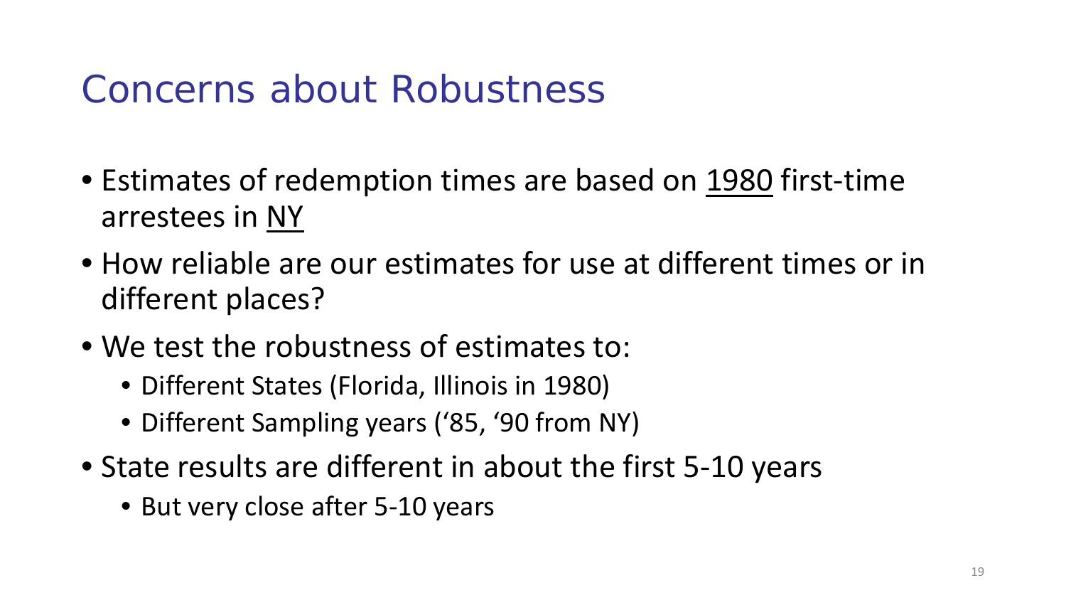# Concerns about Robustness

- Estimates of redemption times are based on <u>1980</u> first-time arrestees in <u>NY</u>
- How reliable are our estimates for use at different times or in different places?
- We test the robustness of estimates to:
  - Different States (Florida, Illinois in 1980)
  - Different Sampling years ('85, '90 from NY)
- State results are different in about the first 5-10 years
  - But very close after 5-10 years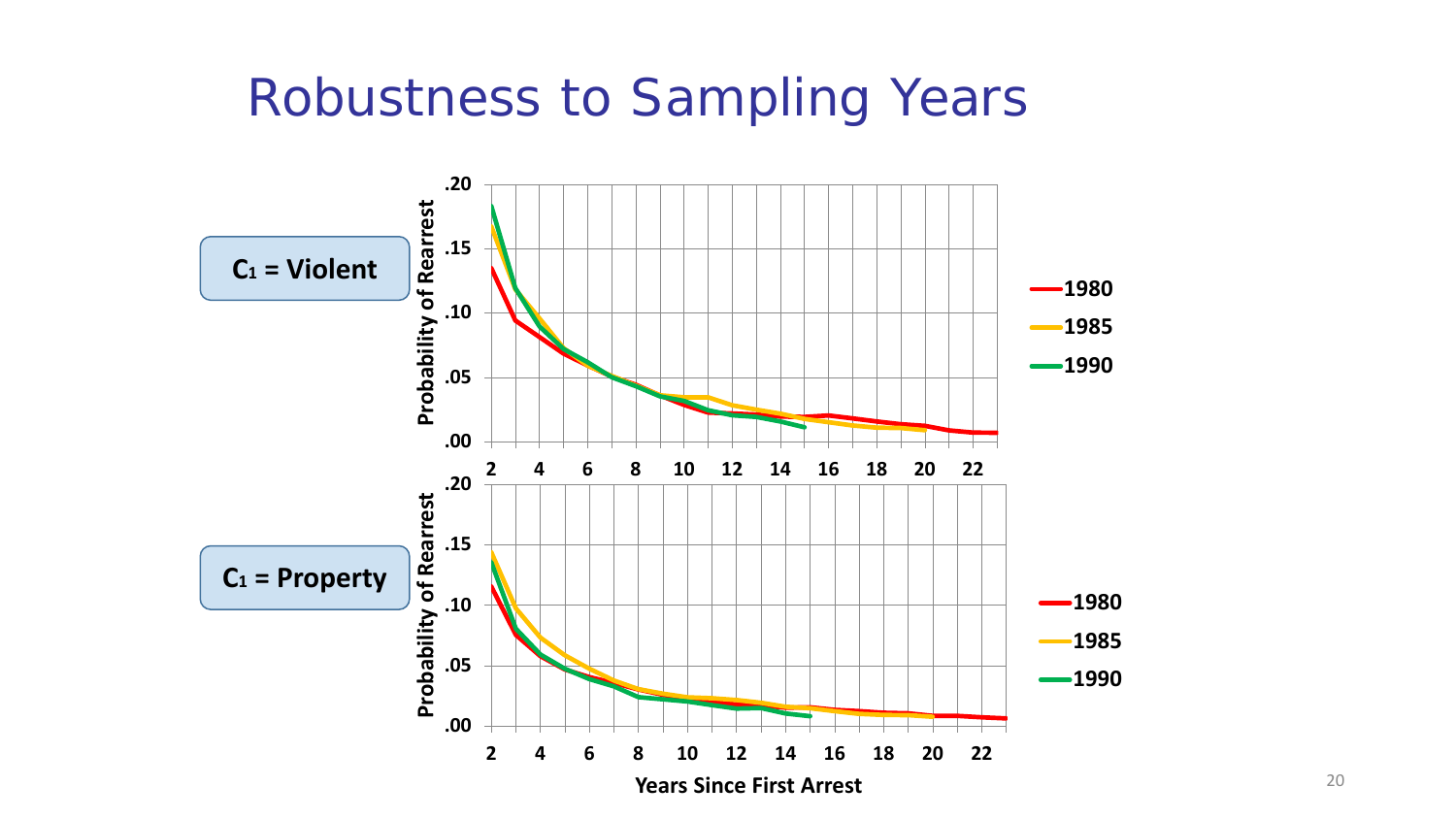# Robustness to Sampling Years

$C_1$ = Violent

$C_1$ = Property

Probability of Rearrest

Years Since First Arrest

1980

1985

1990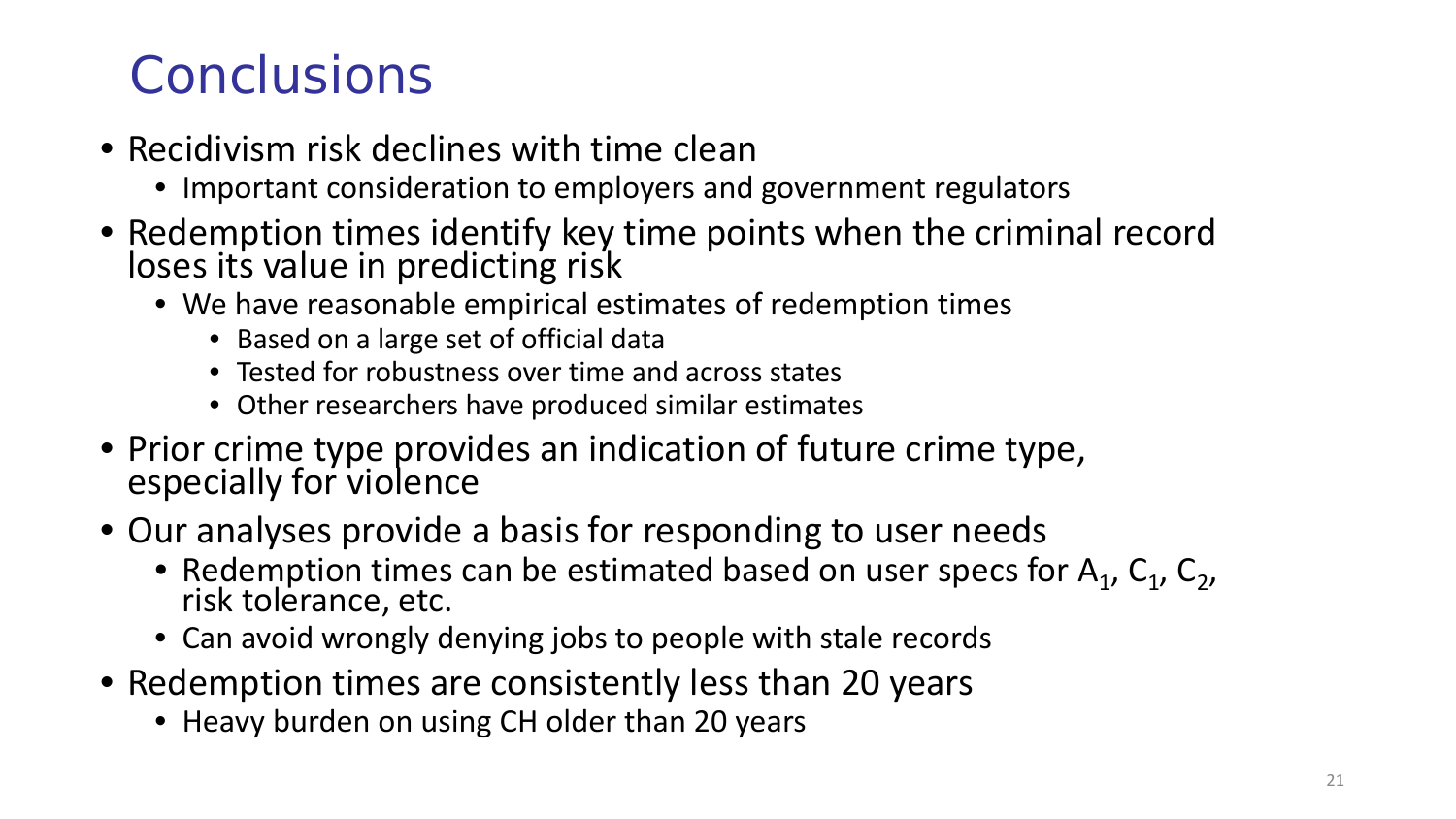# Conclusions

- Recidivism risk declines with time clean
  - Important consideration to employers and government regulators
- Redemption times identify key time points when the criminal record loses its value in predicting risk
  - We have reasonable empirical estimates of redemption times
    - Based on a large set of official data
    - Tested for robustness over time and across states
    - Other researchers have produced similar estimates
- Prior crime type provides an indication of future crime type, especially for violence
- Our analyses provide a basis for responding to user needs
  - Redemption times can be estimated based on user specs for $A_1$, $C_1$, $C_2$, risk tolerance, etc.
  - Can avoid wrongly denying jobs to people with stale records
- Redemption times are consistently less than 20 years
  - Heavy burden on using CH older than 20 years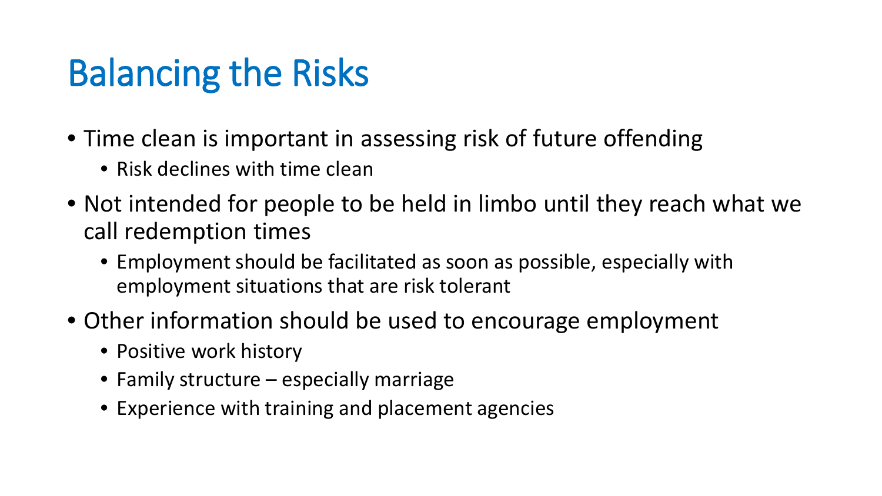# Balancing the Risks

- Time clean is important in assessing risk of future offending
  - Risk declines with time clean
- Not intended for people to be held in limbo until they reach what we call redemption times
  - Employment should be facilitated as soon as possible, especially with employment situations that are risk tolerant
- Other information should be used to encourage employment
  - Positive work history
  - Family structure – especially marriage
  - Experience with training and placement agencies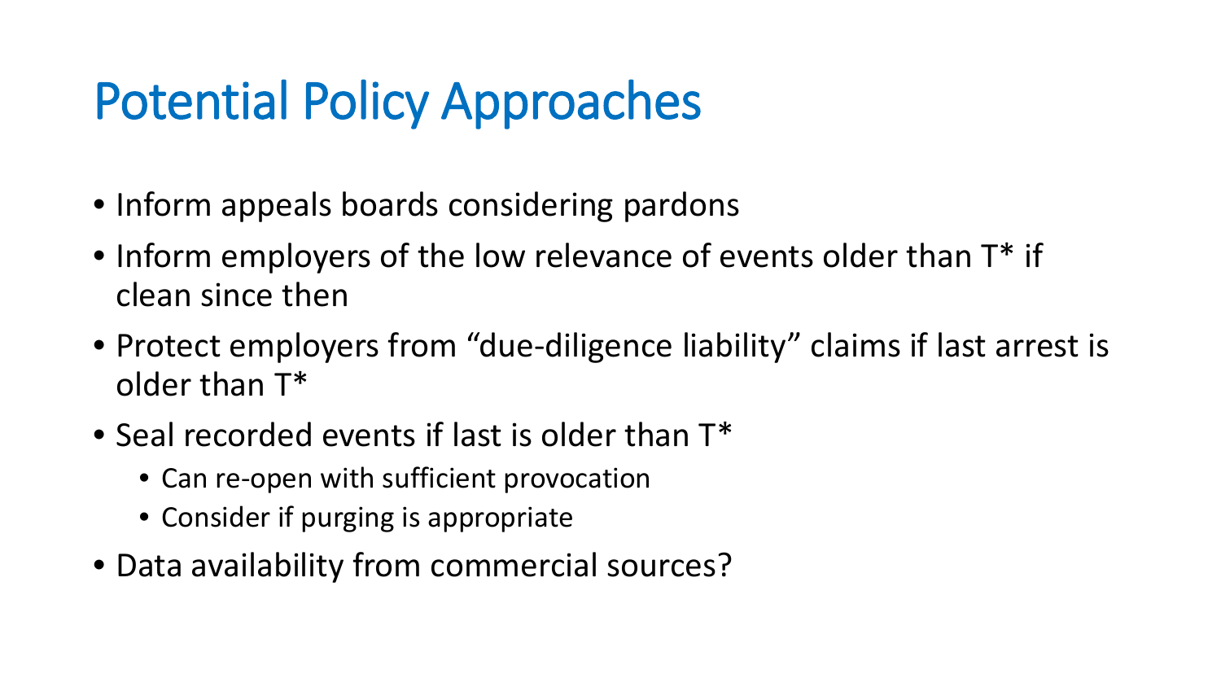# Potential Policy Approaches

- Inform appeals boards considering pardons
- Inform employers of the low relevance of events older than T* if clean since then
- Protect employers from "due-diligence liability" claims if last arrest is older than T*
- Seal recorded events if last is older than T*
  - Can re-open with sufficient provocation
  - Consider if purging is appropriate
- Data availability from commercial sources?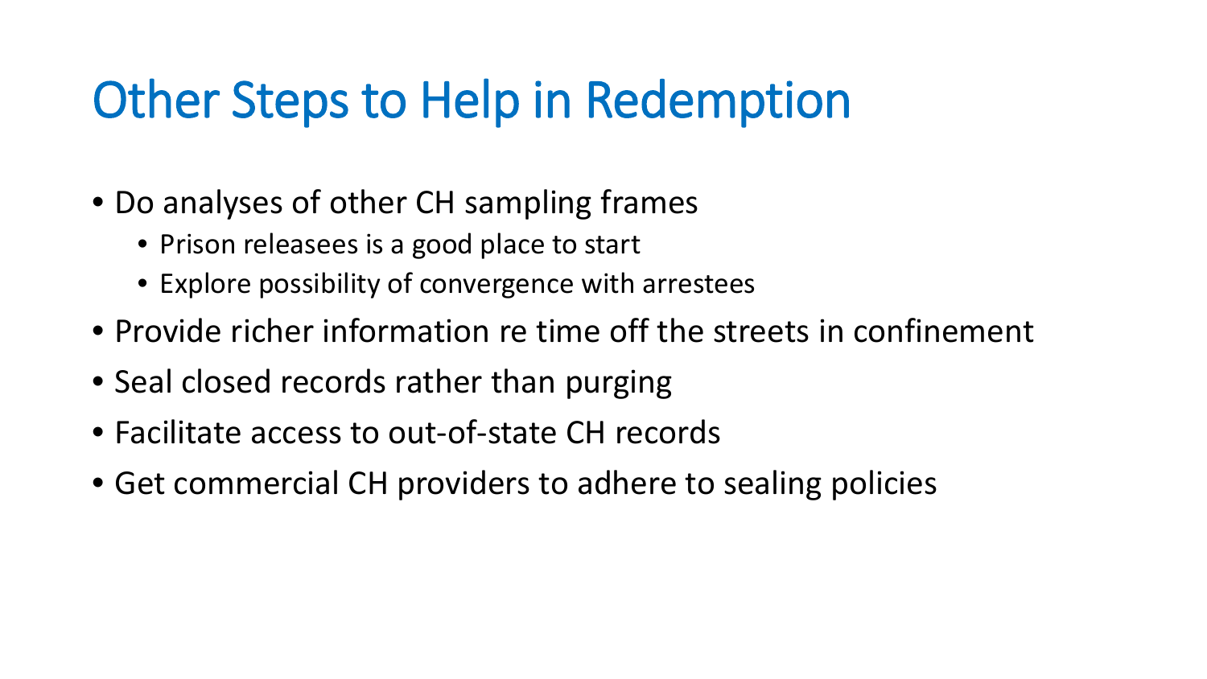# Other Steps to Help in Redemption

- Do analyses of other CH sampling frames
  - Prison releasees is a good place to start
  - Explore possibility of convergence with arrestees
- Provide richer information re time off the streets in confinement
- Seal closed records rather than purging
- Facilitate access to out-of-state CH records
- Get commercial CH providers to adhere to sealing policies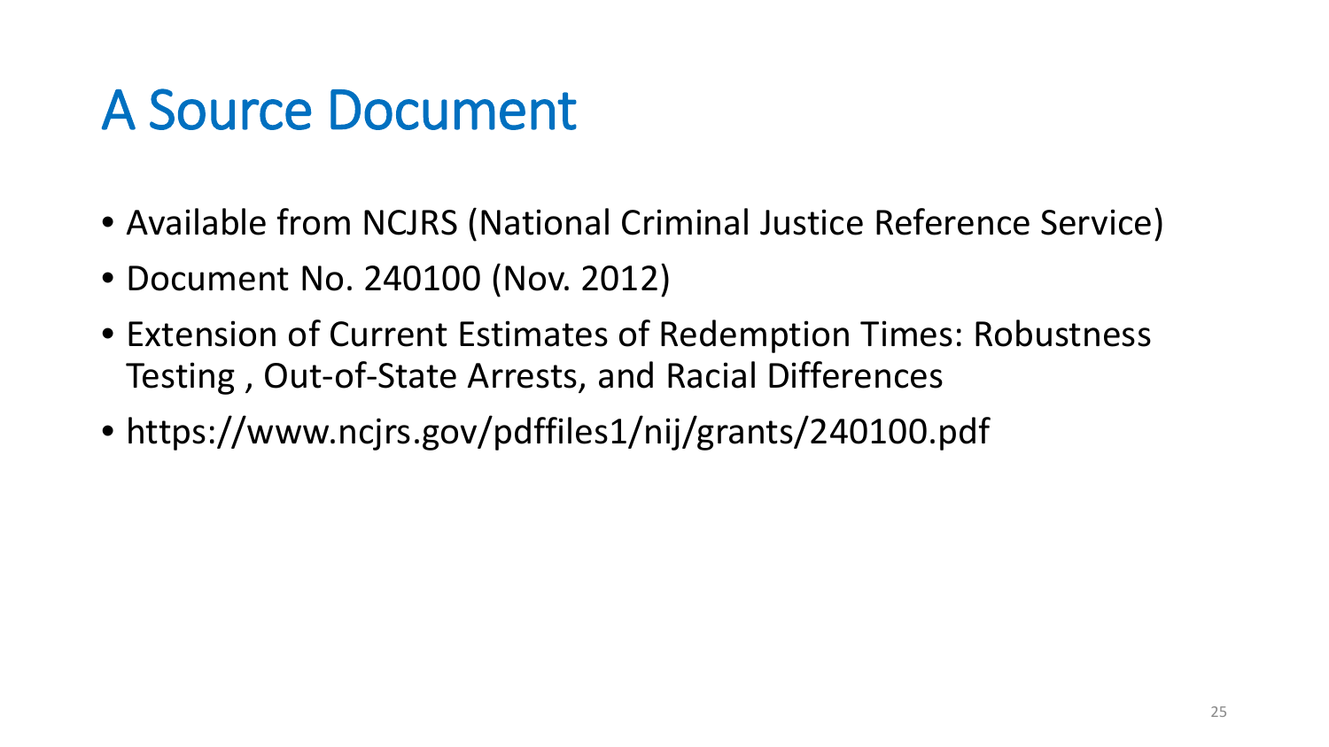# A Source Document

- Available from NCJRS (National Criminal Justice Reference Service)
- Document No. 240100 (Nov. 2012)
- Extension of Current Estimates of Redemption Times: Robustness Testing , Out-of-State Arrests, and Racial Differences
- https://www.ncjrs.gov/pdffiles1/nij/grants/240100.pdf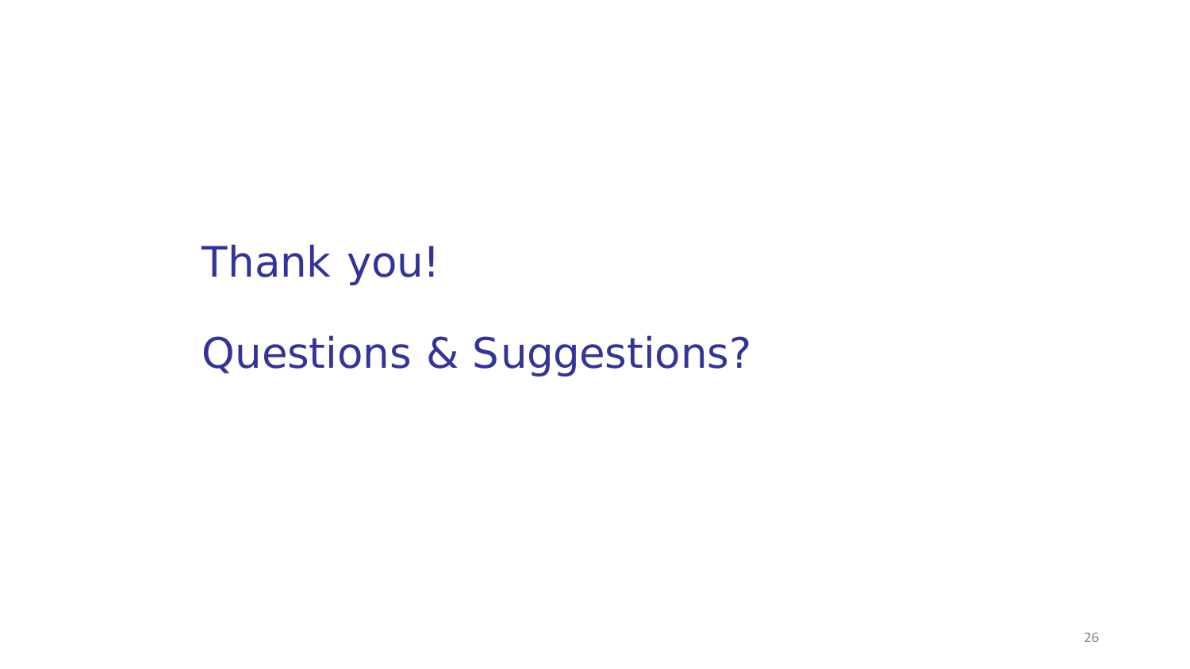Thank you!

Questions & Suggestions?